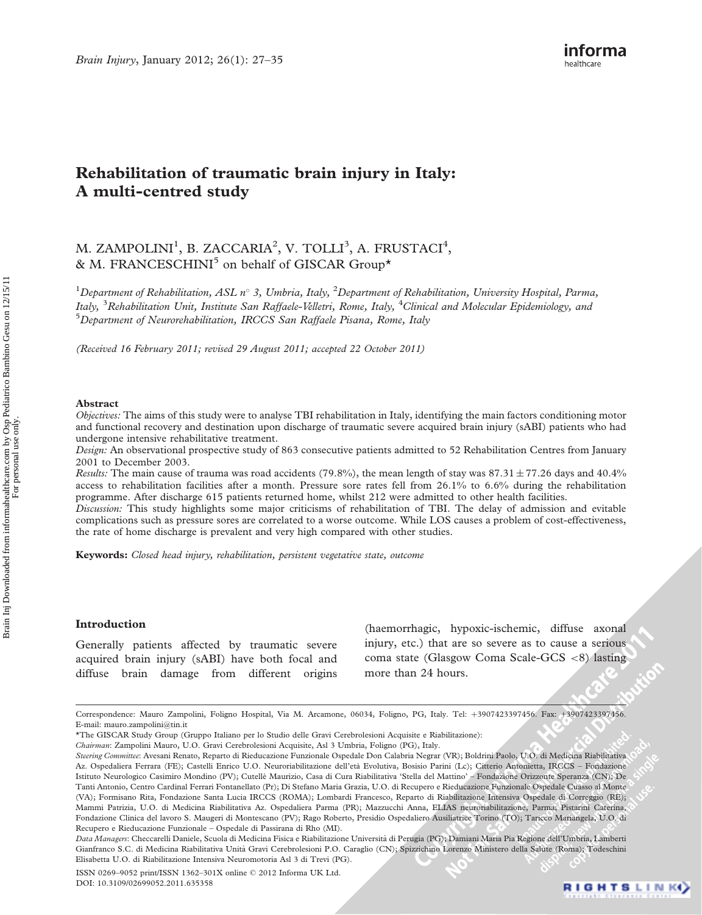# Rehabilitation of traumatic brain injury in Italy: A multi-centred study

M. ZAMPOLINI[1], B. ZACCARIA[2], V. TOLLI[3], A. FRUSTACI[4], & M. FRANCESCHINI[5] on behalf of GISCAR Group*

[1]*Department of Rehabilitation, ASL n° 3, Umbria, Italy,* [2]*Department of Rehabilitation, University Hospital, Parma, Italy,* [3]*Rehabilitation Unit, Institute San Raffaele-Velletri, Rome, Italy,* [4]*Clinical and Molecular Epidemiology, and* [5]*Department of Neurorehabilitation, IRCCS San Raffaele Pisana, Rome, Italy*

*(Received 16 February 2011; revised 29 August 2011; accepted 22 October 2011)*

## Abstract

*Objectives:* The aims of this study were to analyse TBI rehabilitation in Italy, identifying the main factors conditioning motor and functional recovery and destination upon discharge of traumatic severe acquired brain injury (sABI) patients who had undergone intensive rehabilitative treatment.

*Design:* An observational prospective study of 863 consecutive patients admitted to 52 Rehabilitation Centres from January 2001 to December 2003.

*Results:* The main cause of trauma was road accidents (79.8%), the mean length of stay was $87.31 \pm 77.26$ days and 40.4% access to rehabilitation facilities after a month. Pressure sore rates fell from 26.1% to 6.6% during the rehabilitation programme. After discharge 615 patients returned home, whilst 212 were admitted to other health facilities.

*Discussion:* This study highlights some major criticisms of rehabilitation of TBI. The delay of admission and evitable complications such as pressure sores are correlated to a worse outcome. While LOS causes a problem of cost-effectiveness, the rate of home discharge is prevalent and very high compared with other studies.

**Keywords:** *Closed head injury, rehabilitation, persistent vegetative state, outcome*

## Introduction

Generally patients affected by traumatic severe acquired brain injury (sABI) have both focal and diffuse brain damage from different origins (haemorrhagic, hypoxic-ischemic, diffuse axonal injury, etc.) that are so severe as to cause a serious coma state (Glasgow Coma Scale-GCS <8) lasting more than 24 hours.

---

Correspondence: Mauro Zampolini, Foligno Hospital, Via M. Arcamone, 06034, Foligno, PG, Italy. Tel: +3907423397456. Fax: +3907423397456. E-mail: mauro.zampolini@tin.it

*The GISCAR Study Group (Gruppo Italiano per lo Studio delle Gravi Cerebrolesioni Acquisite e Riabilitazione):

*Chairman*: Zampolini Mauro, U.O. Gravi Cerebrolesioni Acquisite, Asl 3 Umbria, Foligno (PG), Italy.

*Steering Committee*: Avesani Renato, Reparto di Rieducazione Funzionale Ospedale Don Calabria Negrar (VR); Boldrini Paolo, U.O. di Medicina Riabilitativa Az. Ospedaliera Ferrara (FE); Castelli Enrico U.O. Neuroriabilitazione dell'età Evolutiva, Bosisio Parini (Lc); Citterio Antonietta, IRCCS – Fondazione Istituto Neurologico Casimiro Mondino (PV); Cutellè Maurizio, Casa di Cura Riabilitativa 'Stella del Mattino' – Fondazione Orizzonte Speranza (CN); De Tanti Antonio, Centro Cardinal Ferrari Fontanellato (Pr); Di Stefano Maria Grazia, U.O. di Recupero e Rieducazione Funzionale Ospedale Cuasso al Monte (VA); Formisano Rita, Fondazione Santa Lucia IRCCS (ROMA); Lombardi Francesco, Reparto di Riabilitazione Intensiva Ospedale di Correggio (RE); Mammi Patrizia, U.O. di Medicina Riabilitativa Az. Ospedaliera Parma (PR); Mazzucchi Anna, ELIAS neuroriabilitazione, Parma; Pistarini Caterina, Fondazione Clinica del lavoro S. Maugeri di Montescano (PV); Rago Roberto, Presidio Ospedaliero Ausiliatrice Torino (TO); Taricco Mariangela, U.O. di Recupero e Rieducazione Funzionale – Ospedale di Passirana di Rho (MI).

*Data Managers*: Checcarelli Daniele, Scuola di Medicina Fisica e Riabilitazione Università di Perugia (PG); Damiani Maria Pia Regione dell'Umbria, Lamberti Gianfranco S.C. di Medicina Riabilitativa Unità Gravi Cerebrolesioni P.O. Caraglio (CN); Spizzichino Lorenzo Ministero della Salute (Roma); Todeschini Elisabetta U.O. di Riabilitazione Intensiva Neuromotoria Asl 3 di Trevi (PG).

ISSN 0269–9052 print/ISSN 1362–301X online © 2012 Informa UK Ltd.
DOI: 10.3109/02699052.2011.635358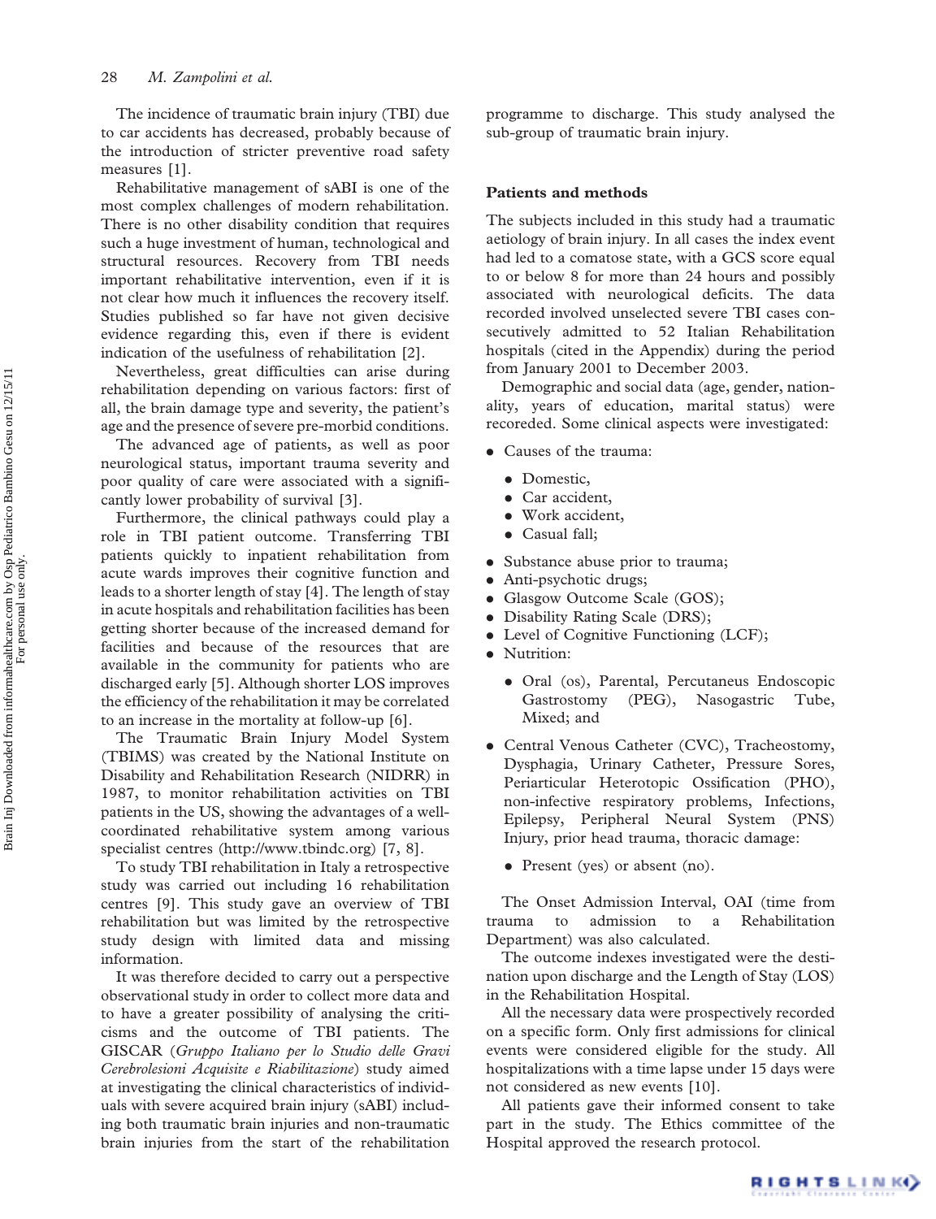The incidence of traumatic brain injury (TBI) due to car accidents has decreased, probably because of the introduction of stricter preventive road safety measures [1].

Rehabilitative management of sABI is one of the most complex challenges of modern rehabilitation. There is no other disability condition that requires such a huge investment of human, technological and structural resources. Recovery from TBI needs important rehabilitative intervention, even if it is not clear how much it influences the recovery itself. Studies published so far have not given decisive evidence regarding this, even if there is evident indication of the usefulness of rehabilitation [2].

Nevertheless, great difficulties can arise during rehabilitation depending on various factors: first of all, the brain damage type and severity, the patient's age and the presence of severe pre-morbid conditions.

The advanced age of patients, as well as poor neurological status, important trauma severity and poor quality of care were associated with a significantly lower probability of survival [3].

Furthermore, the clinical pathways could play a role in TBI patient outcome. Transferring TBI patients quickly to inpatient rehabilitation from acute wards improves their cognitive function and leads to a shorter length of stay [4]. The length of stay in acute hospitals and rehabilitation facilities has been getting shorter because of the increased demand for facilities and because of the resources that are available in the community for patients who are discharged early [5]. Although shorter LOS improves the efficiency of the rehabilitation it may be correlated to an increase in the mortality at follow-up [6].

The Traumatic Brain Injury Model System (TBIMS) was created by the National Institute on Disability and Rehabilitation Research (NIDRR) in 1987, to monitor rehabilitation activities on TBI patients in the US, showing the advantages of a well-coordinated rehabilitative system among various specialist centres (http://www.tbindc.org) [7, 8].

To study TBI rehabilitation in Italy a retrospective study was carried out including 16 rehabilitation centres [9]. This study gave an overview of TBI rehabilitation but was limited by the retrospective study design with limited data and missing information.

It was therefore decided to carry out a perspective observational study in order to collect more data and to have a greater possibility of analysing the criticisms and the outcome of TBI patients. The GISCAR (*Gruppo Italiano per lo Studio delle Gravi Cerebrolesioni Acquisite e Riabilitazione*) study aimed at investigating the clinical characteristics of individuals with severe acquired brain injury (sABI) including both traumatic brain injuries and non-traumatic brain injuries from the start of the rehabilitation programme to discharge. This study analysed the sub-group of traumatic brain injury.

## Patients and methods

The subjects included in this study had a traumatic aetiology of brain injury. In all cases the index event had led to a comatose state, with a GCS score equal to or below 8 for more than 24 hours and possibly associated with neurological deficits. The data recorded involved unselected severe TBI cases consecutively admitted to 52 Italian Rehabilitation hospitals (cited in the Appendix) during the period from January 2001 to December 2003.

Demographic and social data (age, gender, nationality, years of education, marital status) were recoreded. Some clinical aspects were investigated:

- Causes of the trauma:
  - Domestic,
  - Car accident,
  - Work accident,
  - Casual fall;
- Substance abuse prior to trauma;
- Anti-psychotic drugs;
- Glasgow Outcome Scale (GOS);
- Disability Rating Scale (DRS);
- Level of Cognitive Functioning (LCF);
- Nutrition:
  - Oral (os), Parental, Percutaneus Endoscopic Gastrostomy (PEG), Nasogastric Tube, Mixed; and
- Central Venous Catheter (CVC), Tracheostomy, Dysphagia, Urinary Catheter, Pressure Sores, Periarticular Heterotopic Ossification (PHO), non-infective respiratory problems, Infections, Epilepsy, Peripheral Neural System (PNS) Injury, prior head trauma, thoracic damage:
  - Present (yes) or absent (no).

The Onset Admission Interval, OAI (time from trauma to admission to a Rehabilitation Department) was also calculated.

The outcome indexes investigated were the destination upon discharge and the Length of Stay (LOS) in the Rehabilitation Hospital.

All the necessary data were prospectively recorded on a specific form. Only first admissions for clinical events were considered eligible for the study. All hospitalizations with a time lapse under 15 days were not considered as new events [10].

All patients gave their informed consent to take part in the study. The Ethics committee of the Hospital approved the research protocol.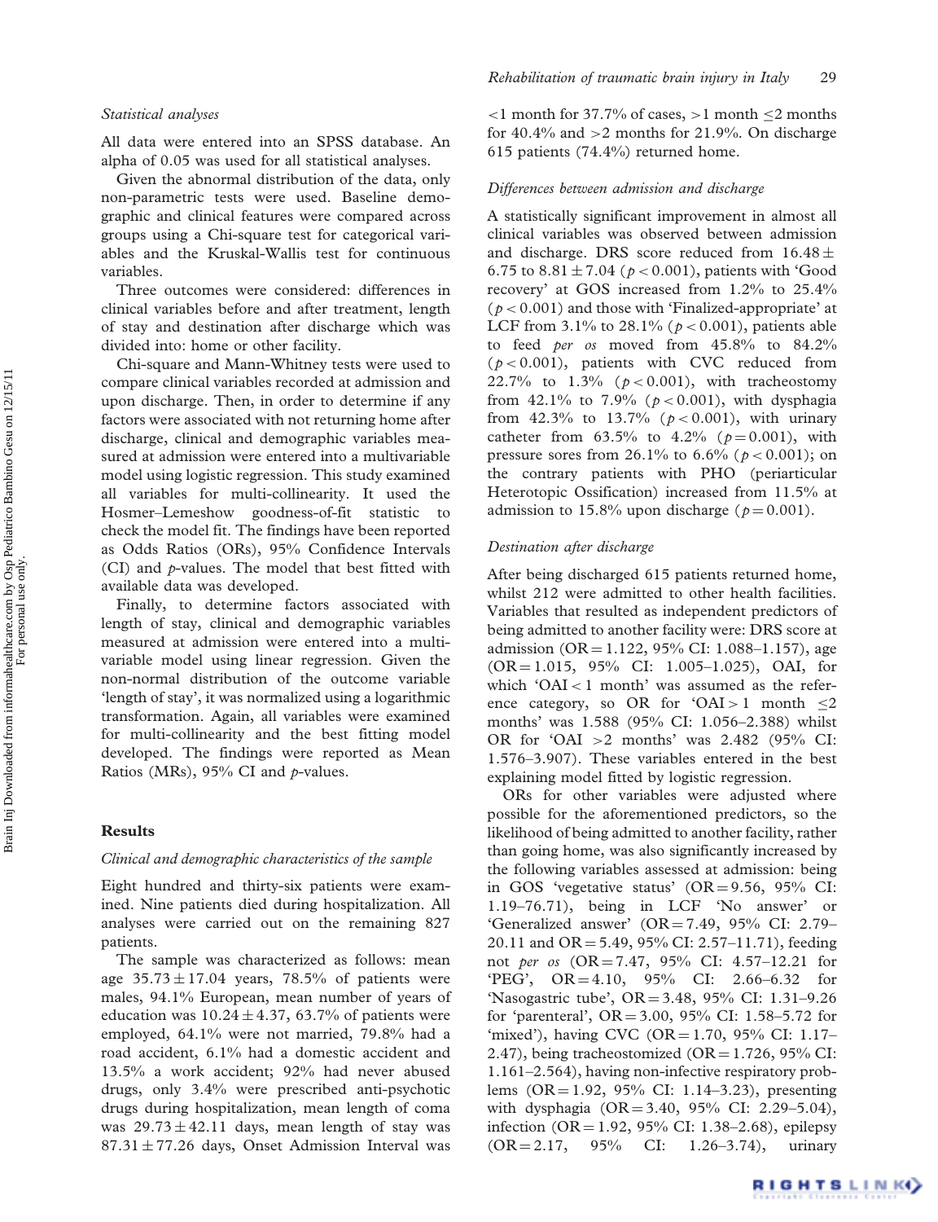### Statistical analyses

All data were entered into an SPSS database. An alpha of 0.05 was used for all statistical analyses.

Given the abnormal distribution of the data, only non-parametric tests were used. Baseline demographic and clinical features were compared across groups using a Chi-square test for categorical variables and the Kruskal-Wallis test for continuous variables.

Three outcomes were considered: differences in clinical variables before and after treatment, length of stay and destination after discharge which was divided into: home or other facility.

Chi-square and Mann-Whitney tests were used to compare clinical variables recorded at admission and upon discharge. Then, in order to determine if any factors were associated with not returning home after discharge, clinical and demographic variables measured at admission were entered into a multivariable model using logistic regression. This study examined all variables for multi-collinearity. It used the Hosmer–Lemeshow goodness-of-fit statistic to check the model fit. The findings have been reported as Odds Ratios (ORs), 95% Confidence Intervals (CI) and *p*-values. The model that best fitted with available data was developed.

Finally, to determine factors associated with length of stay, clinical and demographic variables measured at admission were entered into a multivariable model using linear regression. Given the non-normal distribution of the outcome variable 'length of stay', it was normalized using a logarithmic transformation. Again, all variables were examined for multi-collinearity and the best fitting model developed. The findings were reported as Mean Ratios (MRs), 95% CI and *p*-values.

## Results

### Clinical and demographic characteristics of the sample

Eight hundred and thirty-six patients were examined. Nine patients died during hospitalization. All analyses were carried out on the remaining 827 patients.

The sample was characterized as follows: mean age $35.73 \pm 17.04$ years, 78.5% of patients were males, 94.1% European, mean number of years of education was $10.24 \pm 4.37$, 63.7% of patients were employed, 64.1% were not married, 79.8% had a road accident, 6.1% had a domestic accident and 13.5% a work accident; 92% had never abused drugs, only 3.4% were prescribed anti-psychotic drugs during hospitalization, mean length of coma was $29.73 \pm 42.11$ days, mean length of stay was $87.31 \pm 77.26$ days, Onset Admission Interval was $<1$ month for 37.7% of cases, $>1$ month $\leq 2$ months for 40.4% and $>2$ months for 21.9%. On discharge 615 patients (74.4%) returned home.

### Differences between admission and discharge

A statistically significant improvement in almost all clinical variables was observed between admission and discharge. DRS score reduced from $16.48 \pm 6.75$ to $8.81 \pm 7.04$ ($p < 0.001$), patients with 'Good recovery' at GOS increased from 1.2% to 25.4% ($p < 0.001$) and those with 'Finalized-appropriate' at LCF from 3.1% to 28.1% ($p < 0.001$), patients able to feed *per os* moved from 45.8% to 84.2% ($p < 0.001$), patients with CVC reduced from 22.7% to 1.3% ($p < 0.001$), with tracheostomy from 42.1% to 7.9% ($p < 0.001$), with dysphagia from 42.3% to 13.7% ($p < 0.001$), with urinary catheter from 63.5% to 4.2% ($p = 0.001$), with pressure sores from 26.1% to 6.6% ($p < 0.001$); on the contrary patients with PHO (periarticular Heterotopic Ossification) increased from 11.5% at admission to 15.8% upon discharge ($p = 0.001$).

### Destination after discharge

After being discharged 615 patients returned home, whilst 212 were admitted to other health facilities. Variables that resulted as independent predictors of being admitted to another facility were: DRS score at admission (OR = 1.122, 95% CI: 1.088–1.157), age (OR = 1.015, 95% CI: 1.005–1.025), OAI, for which 'OAI < 1 month' was assumed as the reference category, so OR for 'OAI > 1 month $\leq 2$ months' was 1.588 (95% CI: 1.056–2.388) whilst OR for 'OAI > 2 months' was 2.482 (95% CI: 1.576–3.907). These variables entered in the best explaining model fitted by logistic regression.

ORs for other variables were adjusted where possible for the aforementioned predictors, so the likelihood of being admitted to another facility, rather than going home, was also significantly increased by the following variables assessed at admission: being in GOS 'vegetative status' (OR = 9.56, 95% CI: 1.19–76.71), being in LCF 'No answer' or 'Generalized answer' (OR = 7.49, 95% CI: 2.79–20.11 and OR = 5.49, 95% CI: 2.57–11.71), feeding not *per os* (OR = 7.47, 95% CI: 4.57–12.21 for 'PEG', OR = 4.10, 95% CI: 2.66–6.32 for 'Nasogastric tube', OR = 3.48, 95% CI: 1.31–9.26 for 'parenteral', OR = 3.00, 95% CI: 1.58–5.72 for 'mixed'), having CVC (OR = 1.70, 95% CI: 1.17–2.47), being tracheostomized (OR = 1.726, 95% CI: 1.161–2.564), having non-infective respiratory problems (OR = 1.92, 95% CI: 1.14–3.23), presenting with dysphagia (OR = 3.40, 95% CI: 2.29–5.04), infection (OR = 1.92, 95% CI: 1.38–2.68), epilepsy (OR = 2.17, 95% CI: 1.26–3.74), urinary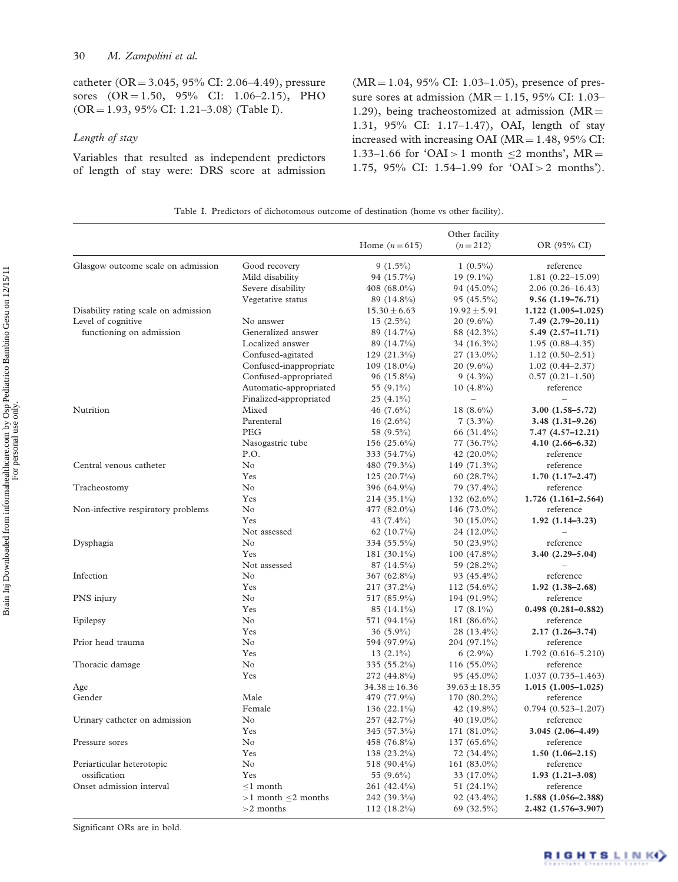catheter (OR = 3.045, 95% CI: 2.06–4.49), pressure sores (OR = 1.50, 95% CI: 1.06–2.15), PHO (OR = 1.93, 95% CI: 1.21–3.08) (Table I).

*Length of stay*

Variables that resulted as independent predictors of length of stay were: DRS score at admission (MR = 1.04, 95% CI: 1.03–1.05), presence of pressure sores at admission (MR = 1.15, 95% CI: 1.03–1.29), being tracheostomized at admission (MR = 1.31, 95% CI: 1.17–1.47), OAI, length of stay increased with increasing OAI (MR = 1.48, 95% CI: 1.33–1.66 for 'OAI > 1 month ≤2 months', MR = 1.75, 95% CI: 1.54–1.99 for 'OAI > 2 months').

Table I. Predictors of dichotomous outcome of destination (home vs other facility).

| | | Home (n = 615) | Other facility (n = 212) | OR (95% CI) |
|---|---|---|---|---|
| Glasgow outcome scale on admission | Good recovery | 9 (1.5%) | 1 (0.5%) | reference |
| | Mild disability | 94 (15.7%) | 19 (9.1%) | 1.81 (0.22–15.09) |
| | Severe disability | 408 (68.0%) | 94 (45.0%) | 2.06 (0.26–16.43) |
| | Vegetative status | 89 (14.8%) | 95 (45.5%) | **9.56 (1.19–76.71)** |
| Disability rating scale on admission | | 15.30 ± 6.63 | 19.92 ± 5.91 | **1.122 (1.005–1.025)** |
| Level of cognitive functioning on admission | No answer | 15 (2.5%) | 20 (9.6%) | **7.49 (2.79–20.11)** |
| | Generalized answer | 89 (14.7%) | 88 (42.3%) | **5.49 (2.57–11.71)** |
| | Localized answer | 89 (14.7%) | 34 (16.3%) | 1.95 (0.88–4.35) |
| | Confused-agitated | 129 (21.3%) | 27 (13.0%) | 1.12 (0.50–2.51) |
| | Confused-inappropriate | 109 (18.0%) | 20 (9.6%) | 1.02 (0.44–2.37) |
| | Confused-appropriated | 96 (15.8%) | 9 (4.3%) | 0.57 (0.21–1.50) |
| | Automatic-appropriated | 55 (9.1%) | 10 (4.8%) | reference |
| | Finalized-appropriated | 25 (4.1%) | – | – |
| Nutrition | Mixed | 46 (7.6%) | 18 (8.6%) | **3.00 (1.58–5.72)** |
| | Parenteral | 16 (2.6%) | 7 (3.3%) | **3.48 (1.31–9.26)** |
| | PEG | 58 (9.5%) | 66 (31.4%) | **7.47 (4.57–12.21)** |
| | Nasogastric tube | 156 (25.6%) | 77 (36.7%) | **4.10 (2.66–6.32)** |
| | P.O. | 333 (54.7%) | 42 (20.0%) | reference |
| Central venous catheter | No | 480 (79.3%) | 149 (71.3%) | reference |
| | Yes | 125 (20.7%) | 60 (28.7%) | **1.70 (1.17–2.47)** |
| Tracheostomy | No | 396 (64.9%) | 79 (37.4%) | reference |
| | Yes | 214 (35.1%) | 132 (62.6%) | **1.726 (1.161–2.564)** |
| Non-infective respiratory problems | No | 477 (82.0%) | 146 (73.0%) | reference |
| | Yes | 43 (7.4%) | 30 (15.0%) | **1.92 (1.14–3.23)** |
| | Not assessed | 62 (10.7%) | 24 (12.0%) | – |
| Dysphagia | No | 334 (55.5%) | 50 (23.9%) | reference |
| | Yes | 181 (30.1%) | 100 (47.8%) | **3.40 (2.29–5.04)** |
| | Not assessed | 87 (14.5%) | 59 (28.2%) | – |
| Infection | No | 367 (62.8%) | 93 (45.4%) | reference |
| | Yes | 217 (37.2%) | 112 (54.6%) | **1.92 (1.38–2.68)** |
| PNS injury | No | 517 (85.9%) | 194 (91.9%) | reference |
| | Yes | 85 (14.1%) | 17 (8.1%) | **0.498 (0.281–0.882)** |
| Epilepsy | No | 571 (94.1%) | 181 (86.6%) | reference |
| | Yes | 36 (5.9%) | 28 (13.4%) | **2.17 (1.26–3.74)** |
| Prior head trauma | No | 594 (97.9%) | 204 (97.1%) | reference |
| | Yes | 13 (2.1%) | 6 (2.9%) | 1.792 (0.616–5.210) |
| Thoracic damage | No | 335 (55.2%) | 116 (55.0%) | reference |
| | Yes | 272 (44.8%) | 95 (45.0%) | 1.037 (0.735–1.463) |
| Age | | 34.38 ± 16.36 | 39.63 ± 18.35 | **1.015 (1.005–1.025)** |
| Gender | Male | 479 (77.9%) | 170 (80.2%) | reference |
| | Female | 136 (22.1%) | 42 (19.8%) | 0.794 (0.523–1.207) |
| Urinary catheter on admission | No | 257 (42.7%) | 40 (19.0%) | reference |
| | Yes | 345 (57.3%) | 171 (81.0%) | **3.045 (2.06–4.49)** |
| Pressure sores | No | 458 (76.8%) | 137 (65.6%) | reference |
| | Yes | 138 (23.2%) | 72 (34.4%) | **1.50 (1.06–2.15)** |
| Periarticular heterotopic ossification | No | 518 (90.4%) | 161 (83.0%) | reference |
| | Yes | 55 (9.6%) | 33 (17.0%) | **1.93 (1.21–3.08)** |
| Onset admission interval | ≤1 month | 261 (42.4%) | 51 (24.1%) | reference |
| | >1 month ≤2 months | 242 (39.3%) | 92 (43.4%) | **1.588 (1.056–2.388)** |
| | >2 months | 112 (18.2%) | 69 (32.5%) | **2.482 (1.576–3.907)** |

Significant ORs are in bold.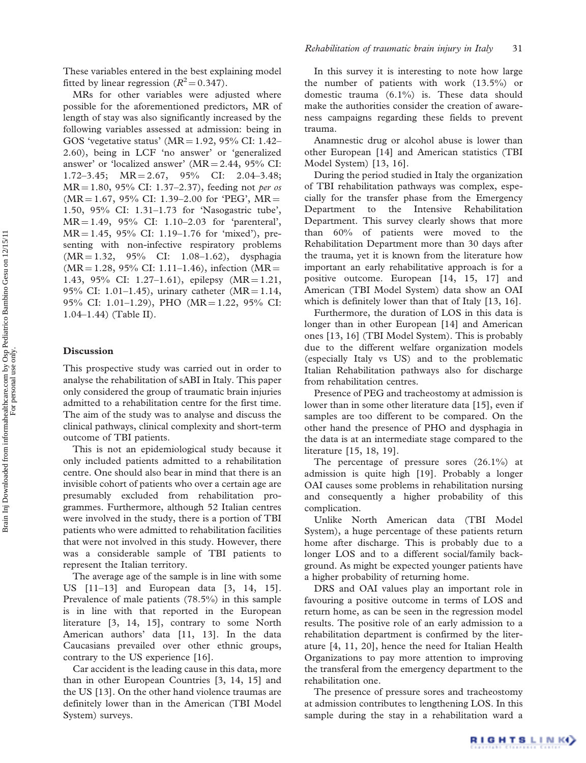These variables entered in the best explaining model fitted by linear regression ($R^2 = 0.347$).

MRs for other variables were adjusted where possible for the aforementioned predictors, MR of length of stay was also significantly increased by the following variables assessed at admission: being in GOS 'vegetative status' (MR = 1.92, 95% CI: 1.42–2.60), being in LCF 'no answer' or 'generalized answer' or 'localized answer' (MR = 2.44, 95% CI: 1.72–3.45; MR = 2.67, 95% CI: 2.04–3.48; MR = 1.80, 95% CI: 1.37–2.37), feeding not *per os* (MR = 1.67, 95% CI: 1.39–2.00 for 'PEG', MR = 1.50, 95% CI: 1.31–1.73 for 'Nasogastric tube', MR = 1.49, 95% CI: 1.10–2.03 for 'parenteral', MR = 1.45, 95% CI: 1.19–1.76 for 'mixed'), presenting with non-infective respiratory problems (MR = 1.32, 95% CI: 1.08–1.62), dysphagia (MR = 1.28, 95% CI: 1.11–1.46), infection (MR = 1.43, 95% CI: 1.27–1.61), epilepsy (MR = 1.21, 95% CI: 1.01–1.45), urinary catheter (MR = 1.14, 95% CI: 1.01–1.29), PHO (MR = 1.22, 95% CI: 1.04–1.44) (Table II).

## Discussion

This prospective study was carried out in order to analyse the rehabilitation of sABI in Italy. This paper only considered the group of traumatic brain injuries admitted to a rehabilitation centre for the first time. The aim of the study was to analyse and discuss the clinical pathways, clinical complexity and short-term outcome of TBI patients.

This is not an epidemiological study because it only included patients admitted to a rehabilitation centre. One should also bear in mind that there is an invisible cohort of patients who over a certain age are presumably excluded from rehabilitation programmes. Furthermore, although 52 Italian centres were involved in the study, there is a portion of TBI patients who were admitted to rehabilitation facilities that were not involved in this study. However, there was a considerable sample of TBI patients to represent the Italian territory.

The average age of the sample is in line with some US [11–13] and European data [3, 14, 15]. Prevalence of male patients (78.5%) in this sample is in line with that reported in the European literature [3, 14, 15], contrary to some North American authors' data [11, 13]. In the data Caucasians prevailed over other ethnic groups, contrary to the US experience [16].

Car accident is the leading cause in this data, more than in other European Countries [3, 14, 15] and the US [13]. On the other hand violence traumas are definitely lower than in the American (TBI Model System) surveys.

In this survey it is interesting to note how large the number of patients with work (13.5%) or domestic trauma (6.1%) is. These data should make the authorities consider the creation of awareness campaigns regarding these fields to prevent trauma.

Anamnestic drug or alcohol abuse is lower than other European [14] and American statistics (TBI Model System) [13, 16].

During the period studied in Italy the organization of TBI rehabilitation pathways was complex, especially for the transfer phase from the Emergency Department to the Intensive Rehabilitation Department. This survey clearly shows that more than 60% of patients were moved to the Rehabilitation Department more than 30 days after the trauma, yet it is known from the literature how important an early rehabilitative approach is for a positive outcome. European [14, 15, 17] and American (TBI Model System) data show an OAI which is definitely lower than that of Italy [13, 16].

Furthermore, the duration of LOS in this data is longer than in other European [14] and American ones [13, 16] (TBI Model System). This is probably due to the different welfare organization models (especially Italy vs US) and to the problematic Italian Rehabilitation pathways also for discharge from rehabilitation centres.

Presence of PEG and tracheostomy at admission is lower than in some other literature data [15], even if samples are too different to be compared. On the other hand the presence of PHO and dysphagia in the data is at an intermediate stage compared to the literature [15, 18, 19].

The percentage of pressure sores (26.1%) at admission is quite high [19]. Probably a longer OAI causes some problems in rehabilitation nursing and consequently a higher probability of this complication.

Unlike North American data (TBI Model System), a huge percentage of these patients return home after discharge. This is probably due to a longer LOS and to a different social/family background. As might be expected younger patients have a higher probability of returning home.

DRS and OAI values play an important role in favouring a positive outcome in terms of LOS and return home, as can be seen in the regression model results. The positive role of an early admission to a rehabilitation department is confirmed by the literature [4, 11, 20], hence the need for Italian Health Organizations to pay more attention to improving the transferal from the emergency department to the rehabilitation one.

The presence of pressure sores and tracheostomy at admission contributes to lengthening LOS. In this sample during the stay in a rehabilitation ward a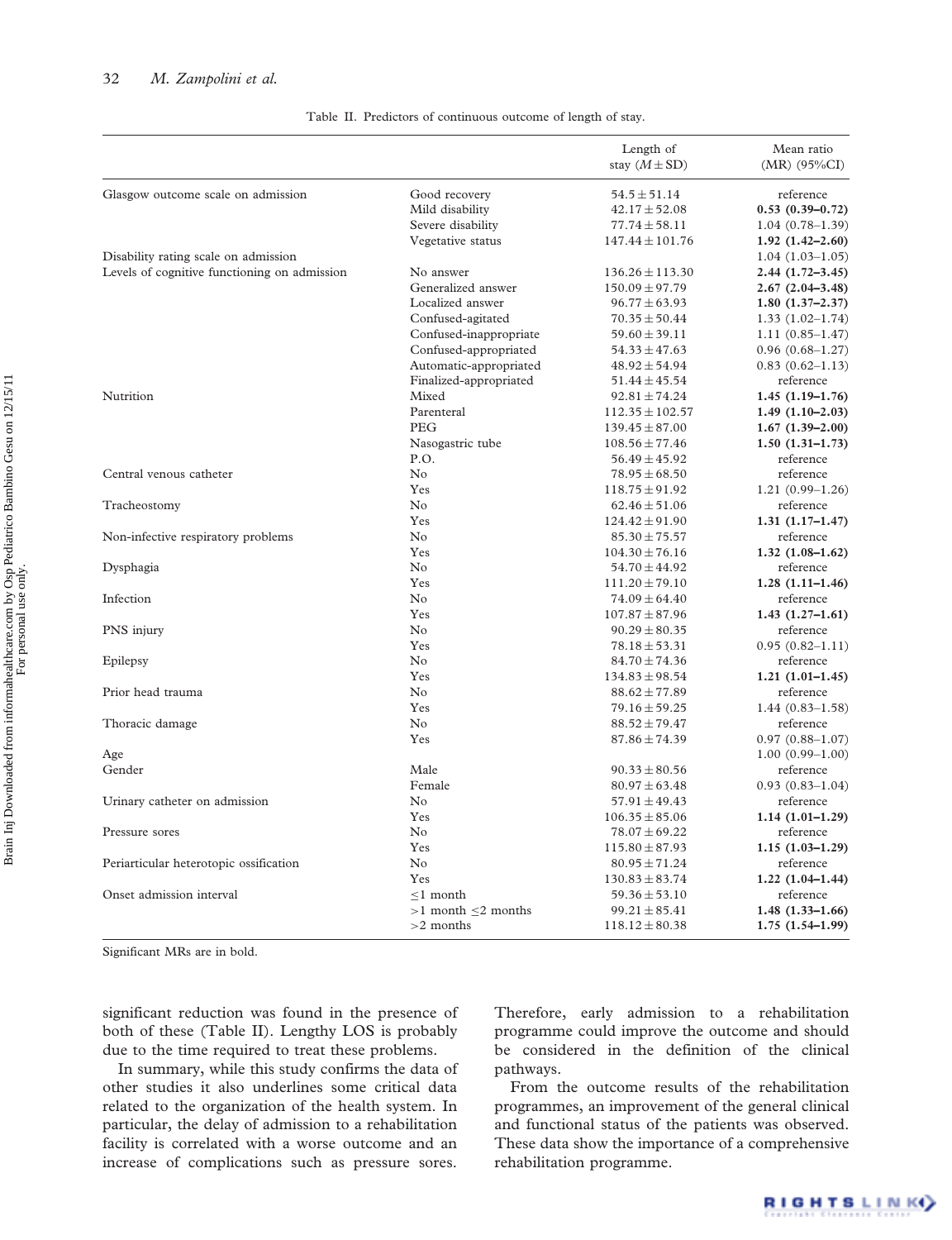Table II. Predictors of continuous outcome of length of stay.

| | | Length of stay ($M \pm$ SD) | Mean ratio (MR) (95%CI) |
|---|---|---|---|
| Glasgow outcome scale on admission | Good recovery | 54.5 ± 51.14 | reference |
| | Mild disability | 42.17 ± 52.08 | **0.53 (0.39–0.72)** |
| | Severe disability | 77.74 ± 58.11 | 1.04 (0.78–1.39) |
| | Vegetative status | 147.44 ± 101.76 | **1.92 (1.42–2.60)** |
| Disability rating scale on admission | | | 1.04 (1.03–1.05) |
| Levels of cognitive functioning on admission | No answer | 136.26 ± 113.30 | **2.44 (1.72–3.45)** |
| | Generalized answer | 150.09 ± 97.79 | **2.67 (2.04–3.48)** |
| | Localized answer | 96.77 ± 63.93 | **1.80 (1.37–2.37)** |
| | Confused-agitated | 70.35 ± 50.44 | 1.33 (1.02–1.74) |
| | Confused-inappropriate | 59.60 ± 39.11 | 1.11 (0.85–1.47) |
| | Confused-appropriated | 54.33 ± 47.63 | 0.96 (0.68–1.27) |
| | Automatic-appropriated | 48.92 ± 54.94 | 0.83 (0.62–1.13) |
| | Finalized-appropriated | 51.44 ± 45.54 | reference |
| Nutrition | Mixed | 92.81 ± 74.24 | **1.45 (1.19–1.76)** |
| | Parenteral | 112.35 ± 102.57 | **1.49 (1.10–2.03)** |
| | PEG | 139.45 ± 87.00 | **1.67 (1.39–2.00)** |
| | Nasogastric tube | 108.56 ± 77.46 | **1.50 (1.31–1.73)** |
| | P.O. | 56.49 ± 45.92 | reference |
| Central venous catheter | No | 78.95 ± 68.50 | reference |
| | Yes | 118.75 ± 91.92 | 1.21 (0.99–1.26) |
| Tracheostomy | No | 62.46 ± 51.06 | reference |
| | Yes | 124.42 ± 91.90 | **1.31 (1.17–1.47)** |
| Non-infective respiratory problems | No | 85.30 ± 75.57 | reference |
| | Yes | 104.30 ± 76.16 | **1.32 (1.08–1.62)** |
| Dysphagia | No | 54.70 ± 44.92 | reference |
| | Yes | 111.20 ± 79.10 | **1.28 (1.11–1.46)** |
| Infection | No | 74.09 ± 64.40 | reference |
| | Yes | 107.87 ± 87.96 | **1.43 (1.27–1.61)** |
| PNS injury | No | 90.29 ± 80.35 | reference |
| | Yes | 78.18 ± 53.31 | 0.95 (0.82–1.11) |
| Epilepsy | No | 84.70 ± 74.36 | reference |
| | Yes | 134.83 ± 98.54 | **1.21 (1.01–1.45)** |
| Prior head trauma | No | 88.62 ± 77.89 | reference |
| | Yes | 79.16 ± 59.25 | 1.44 (0.83–1.58) |
| Thoracic damage | No | 88.52 ± 79.47 | reference |
| | Yes | 87.86 ± 74.39 | 0.97 (0.88–1.07) |
| Age | | | 1.00 (0.99–1.00) |
| Gender | Male | 90.33 ± 80.56 | reference |
| | Female | 80.97 ± 63.48 | 0.93 (0.83–1.04) |
| Urinary catheter on admission | No | 57.91 ± 49.43 | reference |
| | Yes | 106.35 ± 85.06 | **1.14 (1.01–1.29)** |
| Pressure sores | No | 78.07 ± 69.22 | reference |
| | Yes | 115.80 ± 87.93 | **1.15 (1.03–1.29)** |
| Periarticular heterotopic ossification | No | 80.95 ± 71.24 | reference |
| | Yes | 130.83 ± 83.74 | **1.22 (1.04–1.44)** |
| Onset admission interval | ≤1 month | 59.36 ± 53.10 | reference |
| | >1 month ≤2 months | 99.21 ± 85.41 | **1.48 (1.33–1.66)** |
| | >2 months | 118.12 ± 80.38 | **1.75 (1.54–1.99)** |

Significant MRs are in bold.

significant reduction was found in the presence of both of these (Table II). Lengthy LOS is probably due to the time required to treat these problems.

In summary, while this study confirms the data of other studies it also underlines some critical data related to the organization of the health system. In particular, the delay of admission to a rehabilitation facility is correlated with a worse outcome and an increase of complications such as pressure sores. Therefore, early admission to a rehabilitation programme could improve the outcome and should be considered in the definition of the clinical pathways.

From the outcome results of the rehabilitation programmes, an improvement of the general clinical and functional status of the patients was observed. These data show the importance of a comprehensive rehabilitation programme.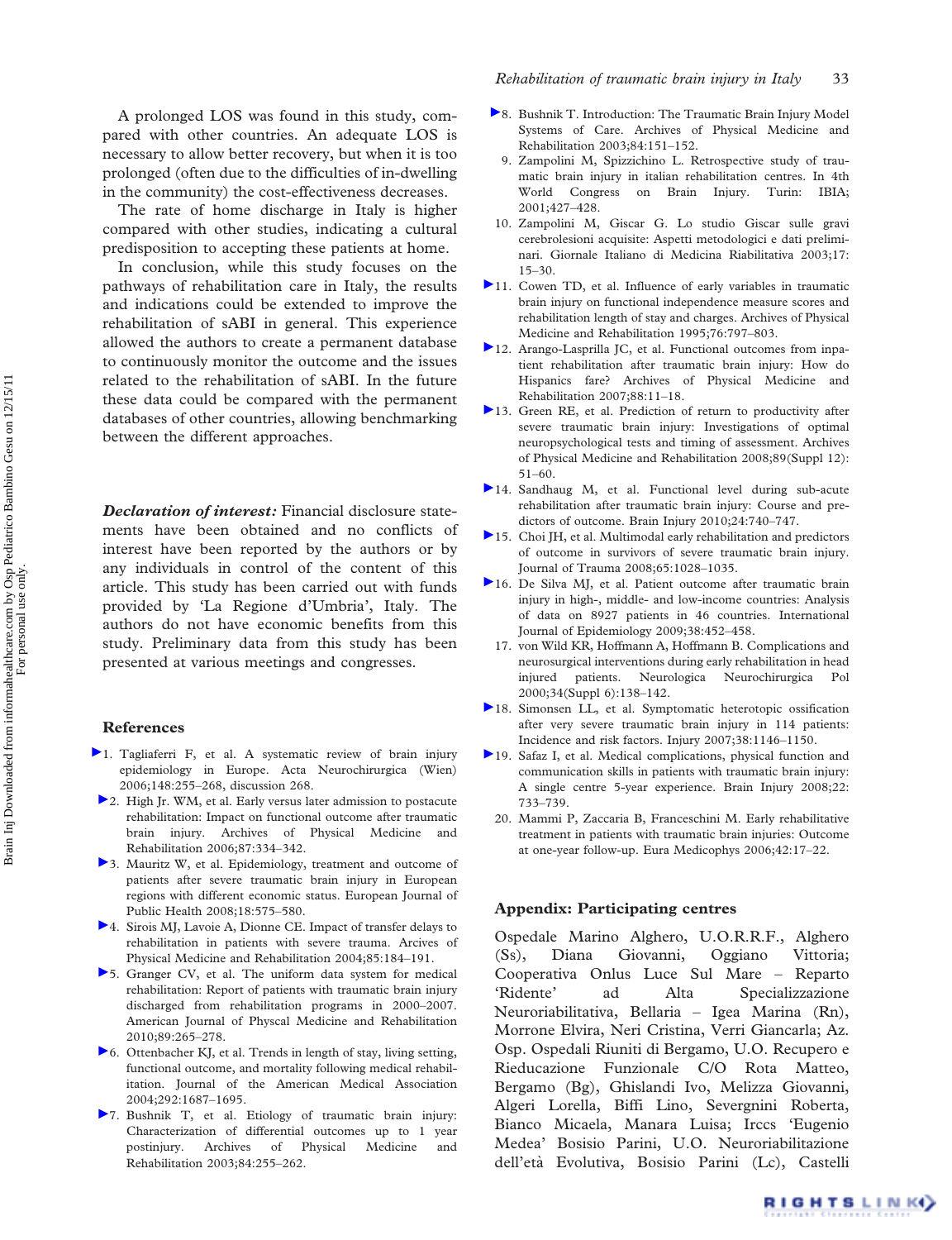A prolonged LOS was found in this study, compared with other countries. An adequate LOS is necessary to allow better recovery, but when it is too prolonged (often due to the difficulties of in-dwelling in the community) the cost-effectiveness decreases.

The rate of home discharge in Italy is higher compared with other studies, indicating a cultural predisposition to accepting these patients at home.

In conclusion, while this study focuses on the pathways of rehabilitation care in Italy, the results and indications could be extended to improve the rehabilitation of sABI in general. This experience allowed the authors to create a permanent database to continuously monitor the outcome and the issues related to the rehabilitation of sABI. In the future these data could be compared with the permanent databases of other countries, allowing benchmarking between the different approaches.

***Declaration of interest:*** Financial disclosure statements have been obtained and no conflicts of interest have been reported by the authors or by any individuals in control of the content of this article. This study has been carried out with funds provided by 'La Regione d'Umbria', Italy. The authors do not have economic benefits from this study. Preliminary data from this study has been presented at various meetings and congresses.

## References

1. Tagliaferri F, et al. A systematic review of brain injury epidemiology in Europe. Acta Neurochirurgica (Wien) 2006;148:255–268, discussion 268.
2. High Jr. WM, et al. Early versus later admission to postacute rehabilitation: Impact on functional outcome after traumatic brain injury. Archives of Physical Medicine and Rehabilitation 2006;87:334–342.
3. Mauritz W, et al. Epidemiology, treatment and outcome of patients after severe traumatic brain injury in European regions with different economic status. European Journal of Public Health 2008;18:575–580.
4. Sirois MJ, Lavoie A, Dionne CE. Impact of transfer delays to rehabilitation in patients with severe trauma. Arcives of Physical Medicine and Rehabilitation 2004;85:184–191.
5. Granger CV, et al. The uniform data system for medical rehabilitation: Report of patients with traumatic brain injury discharged from rehabilitation programs in 2000–2007. American Journal of Physcal Medicine and Rehabilitation 2010;89:265–278.
6. Ottenbacher KJ, et al. Trends in length of stay, living setting, functional outcome, and mortality following medical rehabilitation. Journal of the American Medical Association 2004;292:1687–1695.
7. Bushnik T, et al. Etiology of traumatic brain injury: Characterization of differential outcomes up to 1 year postinjury. Archives of Physical Medicine and Rehabilitation 2003;84:255–262.
8. Bushnik T. Introduction: The Traumatic Brain Injury Model Systems of Care. Archives of Physical Medicine and Rehabilitation 2003;84:151–152.
9. Zampolini M, Spizzichino L. Retrospective study of traumatic brain injury in italian rehabilitation centres. In 4th World Congress on Brain Injury. Turin: IBIA; 2001;427–428.
10. Zampolini M, Giscar G. Lo studio Giscar sulle gravi cerebrolesioni acquisite: Aspetti metodologici e dati preliminari. Giornale Italiano di Medicina Riabilitativa 2003;17: 15–30.
11. Cowen TD, et al. Influence of early variables in traumatic brain injury on functional independence measure scores and rehabilitation length of stay and charges. Archives of Physical Medicine and Rehabilitation 1995;76:797–803.
12. Arango-Lasprilla JC, et al. Functional outcomes from inpatient rehabilitation after traumatic brain injury: How do Hispanics fare? Archives of Physical Medicine and Rehabilitation 2007;88:11–18.
13. Green RE, et al. Prediction of return to productivity after severe traumatic brain injury: Investigations of optimal neuropsychological tests and timing of assessment. Archives of Physical Medicine and Rehabilitation 2008;89(Suppl 12): 51–60.
14. Sandhaug M, et al. Functional level during sub-acute rehabilitation after traumatic brain injury: Course and predictors of outcome. Brain Injury 2010;24:740–747.
15. Choi JH, et al. Multimodal early rehabilitation and predictors of outcome in survivors of severe traumatic brain injury. Journal of Trauma 2008;65:1028–1035.
16. De Silva MJ, et al. Patient outcome after traumatic brain injury in high-, middle- and low-income countries: Analysis of data on 8927 patients in 46 countries. International Journal of Epidemiology 2009;38:452–458.
17. von Wild KR, Hoffmann A, Hoffmann B. Complications and neurosurgical interventions during early rehabilitation in head injured patients. Neurologica Neurochirurgica Pol 2000;34(Suppl 6):138–142.
18. Simonsen LL, et al. Symptomatic heterotopic ossification after very severe traumatic brain injury in 114 patients: Incidence and risk factors. Injury 2007;38:1146–1150.
19. Safaz I, et al. Medical complications, physical function and communication skills in patients with traumatic brain injury: A single centre 5-year experience. Brain Injury 2008;22: 733–739.
20. Mammi P, Zaccaria B, Franceschini M. Early rehabilitative treatment in patients with traumatic brain injuries: Outcome at one-year follow-up. Eura Medicophys 2006;42:17–22.

## Appendix: Participating centres

Ospedale Marino Alghero, U.O.R.R.F., Alghero (Ss), Diana Giovanni, Oggiano Vittoria; Cooperativa Onlus Luce Sul Mare – Reparto 'Ridente' ad Alta Specializzazione Neuroriabilitativa, Bellaria – Igea Marina (Rn), Morrone Elvira, Neri Cristina, Verri Giancarla; Az. Osp. Ospedali Riuniti di Bergamo, U.O. Recupero e Rieducazione Funzionale C/O Rota Matteo, Bergamo (Bg), Ghislandi Ivo, Melizza Giovanni, Algeri Lorella, Biffi Lino, Severgnini Roberta, Bianco Micaela, Manara Luisa; Irccs 'Eugenio Medea' Bosisio Parini, U.O. Neuroriabilitazione dell'età Evolutiva, Bosisio Parini (Lc), Castelli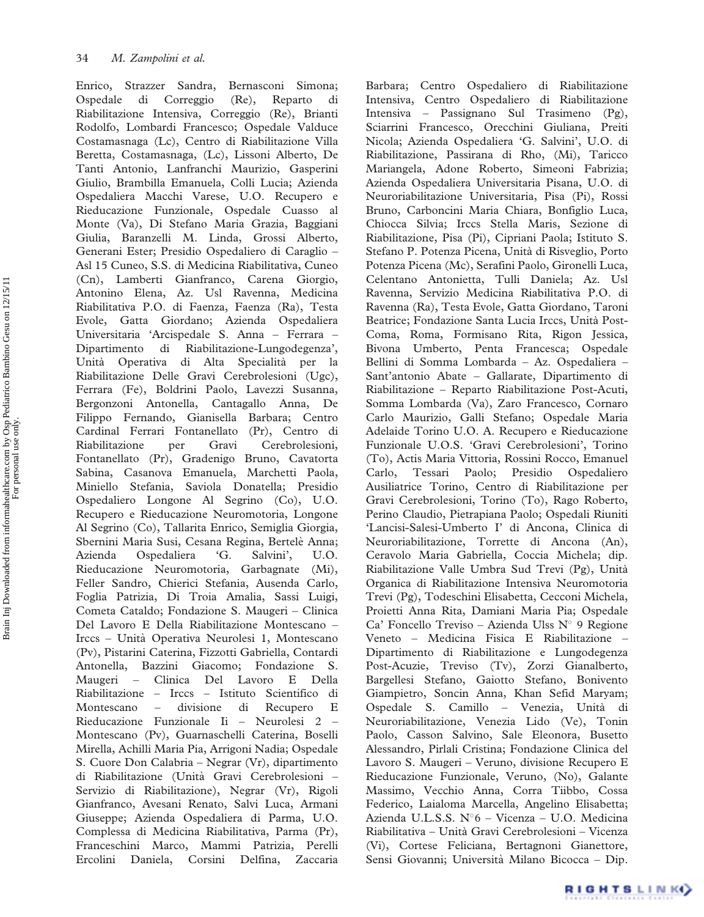Enrico, Strazzer Sandra, Bernasconi Simona; Ospedale di Correggio (Re), Reparto di Riabilitazione Intensiva, Correggio (Re), Brianti Rodolfo, Lombardi Francesco; Ospedale Valduce Costamasnaga (Lc), Centro di Riabilitazione Villa Beretta, Costamasnaga, (Lc), Lissoni Alberto, De Tanti Antonio, Lanfranchi Maurizio, Gasperini Giulio, Brambilla Emanuela, Colli Lucia; Azienda Ospedaliera Macchi Varese, U.O. Recupero e Rieducazione Funzionale, Ospedale Cuasso al Monte (Va), Di Stefano Maria Grazia, Baggiani Giulia, Baranzelli M. Linda, Grossi Alberto, Generani Ester; Presidio Ospedaliero di Caraglio – Asl 15 Cuneo, S.S. di Medicina Riabilitativa, Cuneo (Cn), Lamberti Gianfranco, Carena Giorgio, Antonino Elena, Az. Usl Ravenna, Medicina Riabilitativa P.O. di Faenza, Faenza (Ra), Testa Evole, Gatta Giordano; Azienda Ospedaliera Universitaria 'Arcispedale S. Anna – Ferrara – Dipartimento di Riabilitazione-Lungodegenza', Unità Operativa di Alta Specialità per la Riabilitazione Delle Gravi Cerebrolesioni (Ugc), Ferrara (Fe), Boldrini Paolo, Lavezzi Susanna, Bergonzoni Antonella, Cantagallo Anna, De Filippo Fernando, Gianisella Barbara; Centro Cardinal Ferrari Fontanellato (Pr), Centro di Riabilitazione per Gravi Cerebrolesioni, Fontanellato (Pr), Gradenigo Bruno, Cavatorta Sabina, Casanova Emanuela, Marchetti Paola, Miniello Stefania, Saviola Donatella; Presidio Ospedaliero Longone Al Segrino (Co), U.O. Recupero e Rieducazione Neuromotoria, Longone Al Segrino (Co), Tallarita Enrico, Semiglia Giorgia, Sbernini Maria Susi, Cesana Regina, Bertelè Anna; Azienda Ospedaliera 'G. Salvini', U.O. Rieducazione Neuromotoria, Garbagnate (Mi), Feller Sandro, Chierici Stefania, Ausenda Carlo, Foglia Patrizia, Di Troia Amalia, Sassi Luigi, Cometa Cataldo; Fondazione S. Maugeri – Clinica Del Lavoro E Della Riabilitazione Montescano – Irccs – Unità Operativa Neurolesi 1, Montescano (Pv), Pistarini Caterina, Fizzotti Gabriella, Contardi Antonella, Bazzini Giacomo; Fondazione S. Maugeri – Clinica Del Lavoro E Della Riabilitazione – Irccs – Istituto Scientifico di Montescano – divisione di Recupero E Rieducazione Funzionale Ii – Neurolesi 2 – Montescano (Pv), Guarnaschelli Caterina, Boselli Mirella, Achilli Maria Pia, Arrigoni Nadia; Ospedale S. Cuore Don Calabria – Negrar (Vr), dipartimento di Riabilitazione (Unità Gravi Cerebrolesioni – Servizio di Riabilitazione), Negrar (Vr), Rigoli Gianfranco, Avesani Renato, Salvi Luca, Armani Giuseppe; Azienda Ospedaliera di Parma, U.O. Complessa di Medicina Riabilitativa, Parma (Pr), Franceschini Marco, Mammi Patrizia, Perelli Ercolini Daniela, Corsini Delfina, Zaccaria Barbara; Centro Ospedaliero di Riabilitazione Intensiva, Centro Ospedaliero di Riabilitazione Intensiva – Passignano Sul Trasimeno (Pg), Sciarrini Francesco, Orecchini Giuliana, Preiti Nicola; Azienda Ospedaliera 'G. Salvini', U.O. di Riabilitazione, Passirana di Rho, (Mi), Taricco Mariangela, Adone Roberto, Simeoni Fabrizia; Azienda Ospedaliera Universitaria Pisana, U.O. di Neuroriabilitazione Universitaria, Pisa (Pi), Rossi Bruno, Carboncini Maria Chiara, Bonfiglio Luca, Chiocca Silvia; Irccs Stella Maris, Sezione di Riabilitazione, Pisa (Pi), Cipriani Paola; Istituto S. Stefano P. Potenza Picena, Unità di Risveglio, Porto Potenza Picena (Mc), Serafini Paolo, Gironelli Luca, Celentano Antonietta, Tulli Daniela; Az. Usl Ravenna, Servizio Medicina Riabilitativa P.O. di Ravenna (Ra), Testa Evole, Gatta Giordano, Taroni Beatrice; Fondazione Santa Lucia Irccs, Unità Post-Coma, Roma, Formisano Rita, Rigon Jessica, Bivona Umberto, Penta Francesca; Ospedale Bellini di Somma Lombarda – Az. Ospedaliera – Sant'antonio Abate – Gallarate, Dipartimento di Riabilitazione – Reparto Riabilitazione Post-Acuti, Somma Lombarda (Va), Zaro Francesco, Cornaro Carlo Maurizio, Galli Stefano; Ospedale Maria Adelaide Torino U.O. A. Recupero e Rieducazione Funzionale U.O.S. 'Gravi Cerebrolesioni', Torino (To), Actis Maria Vittoria, Rossini Rocco, Emanuel Carlo, Tessari Paolo; Presidio Ospedaliero Ausiliatrice Torino, Centro di Riabilitazione per Gravi Cerebrolesioni, Torino (To), Rago Roberto, Perino Claudio, Pietrapiana Paolo; Ospedali Riuniti 'Lancisi-Salesi-Umberto I' di Ancona, Clinica di Neuroriabilitazione, Torrette di Ancona (An), Ceravolo Maria Gabriella, Coccia Michela; dip. Riabilitazione Valle Umbra Sud Trevi (Pg), Unità Organica di Riabilitazione Intensiva Neuromotoria Trevi (Pg), Todeschini Elisabetta, Cecconi Michela, Proietti Anna Rita, Damiani Maria Pia; Ospedale Ca' Foncello Treviso – Azienda Ulss N° 9 Regione Veneto – Medicina Fisica E Riabilitazione – Dipartimento di Riabilitazione e Lungodegenza Post-Acuzie, Treviso (Tv), Zorzi Gianalberto, Bargellesi Stefano, Gaiotto Stefano, Bonivento Giampietro, Soncin Anna, Khan Sefid Maryam; Ospedale S. Camillo – Venezia, Unità di Neuroriabilitazione, Venezia Lido (Ve), Tonin Paolo, Casson Salvino, Sale Eleonora, Busetto Alessandro, Pirlali Cristina; Fondazione Clinica del Lavoro S. Maugeri – Veruno, divisione Recupero E Rieducazione Funzionale, Veruno, (No), Galante Massimo, Vecchio Anna, Corra Tiibbo, Cossa Federico, Laialoma Marcella, Angelino Elisabetta; Azienda U.L.S.S. N°6 – Vicenza – U.O. Medicina Riabilitativa – Unità Gravi Cerebrolesioni – Vicenza (Vi), Cortese Feliciana, Bertagnoni Gianettore, Sensi Giovanni; Università Milano Bicocca – Dip.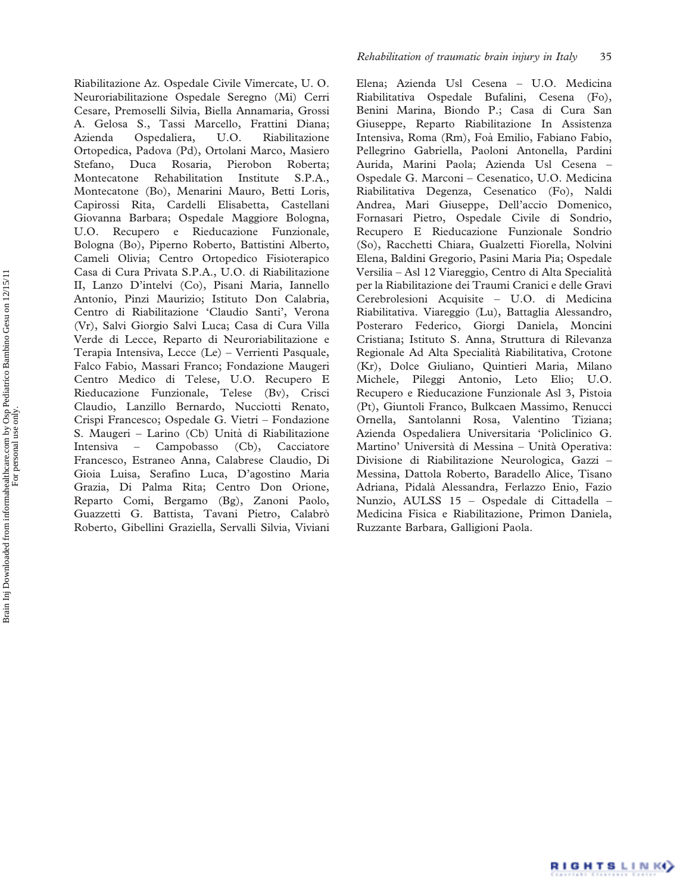Riabilitazione Az. Ospedale Civile Vimercate, U. O. Neuroriabilitazione Ospedale Seregno (Mi) Cerri Cesare, Premoselli Silvia, Biella Annamaria, Grossi A. Gelosa S., Tassi Marcello, Frattini Diana; Azienda Ospedaliera, U.O. Riabilitazione Ortopedica, Padova (Pd), Ortolani Marco, Masiero Stefano, Duca Rosaria, Pierobon Roberta; Montecatone Rehabilitation Institute S.P.A., Montecatone (Bo), Menarini Mauro, Betti Loris, Capirossi Rita, Cardelli Elisabetta, Castellani Giovanna Barbara; Ospedale Maggiore Bologna, U.O. Recupero e Rieducazione Funzionale, Bologna (Bo), Piperno Roberto, Battistini Alberto, Cameli Olivia; Centro Ortopedico Fisioterapico Casa di Cura Privata S.P.A., U.O. di Riabilitazione II, Lanzo D'intelvi (Co), Pisani Maria, Iannello Antonio, Pinzi Maurizio; Istituto Don Calabria, Centro di Riabilitazione 'Claudio Santi', Verona (Vr), Salvi Giorgio Salvi Luca; Casa di Cura Villa Verde di Lecce, Reparto di Neuroriabilitazione e Terapia Intensiva, Lecce (Le) – Verrienti Pasquale, Falco Fabio, Massari Franco; Fondazione Maugeri Centro Medico di Telese, U.O. Recupero E Rieducazione Funzionale, Telese (Bv), Crisci Claudio, Lanzillo Bernardo, Nucciotti Renato, Crispi Francesco; Ospedale G. Vietri – Fondazione S. Maugeri – Larino (Cb) Unità di Riabilitazione Intensiva – Campobasso (Cb), Cacciatore Francesco, Estraneo Anna, Calabrese Claudio, Di Gioia Luisa, Serafino Luca, D'agostino Maria Grazia, Di Palma Rita; Centro Don Orione, Reparto Comi, Bergamo (Bg), Zanoni Paolo, Guazzetti G. Battista, Tavani Pietro, Calabrò Roberto, Gibellini Graziella, Servalli Silvia, Viviani Elena; Azienda Usl Cesena – U.O. Medicina Riabilitativa Ospedale Bufalini, Cesena (Fo), Benini Marina, Biondo P.; Casa di Cura San Giuseppe, Reparto Riabilitazione In Assistenza Intensiva, Roma (Rm), Foà Emilio, Fabiano Fabio, Pellegrino Gabriella, Paoloni Antonella, Pardini Aurida, Marini Paola; Azienda Usl Cesena – Ospedale G. Marconi – Cesenatico, U.O. Medicina Riabilitativa Degenza, Cesenatico (Fo), Naldi Andrea, Mari Giuseppe, Dell'accio Domenico, Fornasari Pietro, Ospedale Civile di Sondrio, Recupero E Rieducazione Funzionale Sondrio (So), Racchetti Chiara, Gualzetti Fiorella, Nolvini Elena, Baldini Gregorio, Pasini Maria Pia; Ospedale Versilia – Asl 12 Viareggio, Centro di Alta Specialità per la Riabilitazione dei Traumi Cranici e delle Gravi Cerebrolesioni Acquisite – U.O. di Medicina Riabilitativa. Viareggio (Lu), Battaglia Alessandro, Posteraro Federico, Giorgi Daniela, Moncini Cristiana; Istituto S. Anna, Struttura di Rilevanza Regionale Ad Alta Specialità Riabilitativa, Crotone (Kr), Dolce Giuliano, Quintieri Maria, Milano Michele, Pileggi Antonio, Leto Elio; U.O. Recupero e Rieducazione Funzionale Asl 3, Pistoia (Pt), Giuntoli Franco, Bulkcaen Massimo, Renucci Ornella, Santolanni Rosa, Valentino Tiziana; Azienda Ospedaliera Universitaria 'Policlinico G. Martino' Università di Messina – Unità Operativa: Divisione di Riabilitazione Neurologica, Gazzi – Messina, Dattola Roberto, Baradello Alice, Tisano Adriana, Pidalà Alessandra, Ferlazzo Enio, Fazio Nunzio, AULSS 15 – Ospedale di Cittadella – Medicina Fisica e Riabilitazione, Primon Daniela, Ruzzante Barbara, Galligioni Paola.